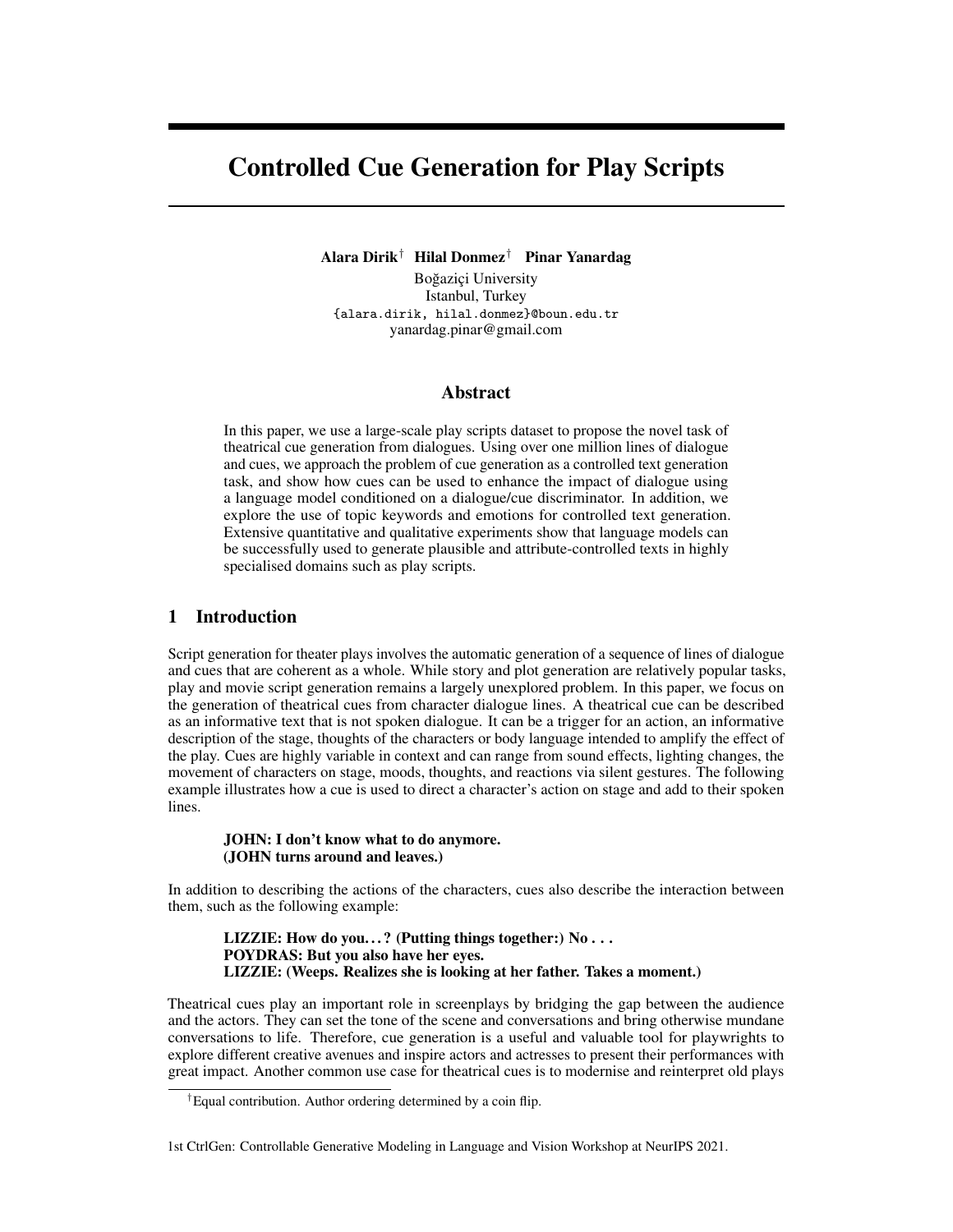# Controlled Cue Generation for Play Scripts

**Alara Dirik**[†] **Hilal Donmez**[†] **Pinar Yanardag**

Boğaziçi University
Istanbul, Turkey
{alara.dirik, hilal.donmez}@boun.edu.tr
yanardag.pinar@gmail.com

## Abstract

In this paper, we use a large-scale play scripts dataset to propose the novel task of theatrical cue generation from dialogues. Using over one million lines of dialogue and cues, we approach the problem of cue generation as a controlled text generation task, and show how cues can be used to enhance the impact of dialogue using a language model conditioned on a dialogue/cue discriminator. In addition, we explore the use of topic keywords and emotions for controlled text generation. Extensive quantitative and qualitative experiments show that language models can be successfully used to generate plausible and attribute-controlled texts in highly specialised domains such as play scripts.

## 1 Introduction

Script generation for theater plays involves the automatic generation of a sequence of lines of dialogue and cues that are coherent as a whole. While story and plot generation are relatively popular tasks, play and movie script generation remains a largely unexplored problem. In this paper, we focus on the generation of theatrical cues from character dialogue lines. A theatrical cue can be described as an informative text that is not spoken dialogue. It can be a trigger for an action, an informative description of the stage, thoughts of the characters or body language intended to amplify the effect of the play. Cues are highly variable in context and can range from sound effects, lighting changes, the movement of characters on stage, moods, thoughts, and reactions via silent gestures. The following example illustrates how a cue is used to direct a character's action on stage and add to their spoken lines.

> **JOHN: I don't know what to do anymore.**
> **(JOHN turns around and leaves.)**

In addition to describing the actions of the characters, cues also describe the interaction between them, such as the following example:

> **LIZZIE: How do you. . . ? (Putting things together:) No . . .**
> **POYDRAS: But you also have her eyes.**
> **LIZZIE: (Weeps. Realizes she is looking at her father. Takes a moment.)**

Theatrical cues play an important role in screenplays by bridging the gap between the audience and the actors. They can set the tone of the scene and conversations and bring otherwise mundane conversations to life. Therefore, cue generation is a useful and valuable tool for playwrights to explore different creative avenues and inspire actors and actresses to present their performances with great impact. Another common use case for theatrical cues is to modernise and reinterpret old plays

[†]Equal contribution. Author ordering determined by a coin flip.

1st CtrlGen: Controllable Generative Modeling in Language and Vision Workshop at NeurIPS 2021.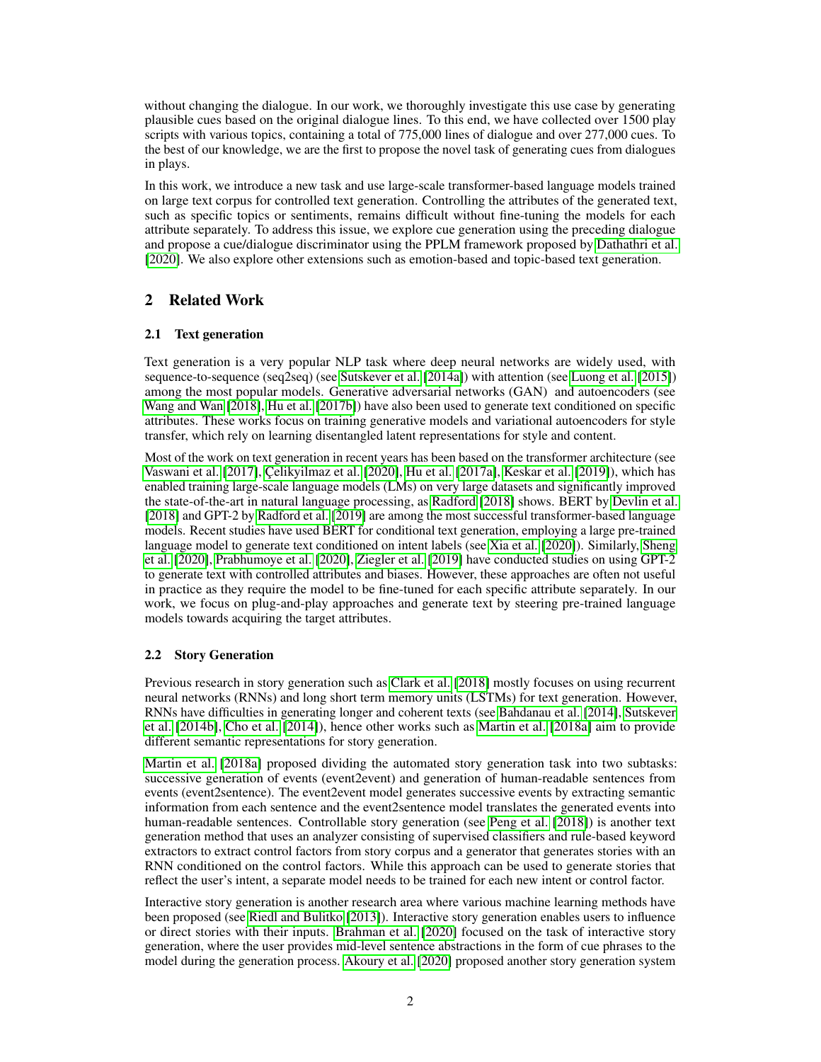without changing the dialogue. In our work, we thoroughly investigate this use case by generating plausible cues based on the original dialogue lines. To this end, we have collected over 1500 play scripts with various topics, containing a total of 775,000 lines of dialogue and over 277,000 cues. To the best of our knowledge, we are the first to propose the novel task of generating cues from dialogues in plays.

In this work, we introduce a new task and use large-scale transformer-based language models trained on large text corpus for controlled text generation. Controlling the attributes of the generated text, such as specific topics or sentiments, remains difficult without fine-tuning the models for each attribute separately. To address this issue, we explore cue generation using the preceding dialogue and propose a cue/dialogue discriminator using the PPLM framework proposed by Dathathri et al. [2020]. We also explore other extensions such as emotion-based and topic-based text generation.

## 2 Related Work

### 2.1 Text generation

Text generation is a very popular NLP task where deep neural networks are widely used, with sequence-to-sequence (seq2seq) (see Sutskever et al. [2014a]) with attention (see Luong et al. [2015]) among the most popular models. Generative adversarial networks (GAN) and autoencoders (see Wang and Wan [2018], Hu et al. [2017b]) have also been used to generate text conditioned on specific attributes. These works focus on training generative models and variational autoencoders for style transfer, which rely on learning disentangled latent representations for style and content.

Most of the work on text generation in recent years has been based on the transformer architecture (see Vaswani et al. [2017], Çelikyilmaz et al. [2020], Hu et al. [2017a], Keskar et al. [2019]), which has enabled training large-scale language models (LMs) on very large datasets and significantly improved the state-of-the-art in natural language processing, as Radford [2018] shows. BERT by Devlin et al. [2018] and GPT-2 by Radford et al. [2019] are among the most successful transformer-based language models. Recent studies have used BERT for conditional text generation, employing a large pre-trained language model to generate text conditioned on intent labels (see Xia et al. [2020]). Similarly, Sheng et al. [2020], Prabhumoye et al. [2020], Ziegler et al. [2019] have conducted studies on using GPT-2 to generate text with controlled attributes and biases. However, these approaches are often not useful in practice as they require the model to be fine-tuned for each specific attribute separately. In our work, we focus on plug-and-play approaches and generate text by steering pre-trained language models towards acquiring the target attributes.

### 2.2 Story Generation

Previous research in story generation such as Clark et al. [2018] mostly focuses on using recurrent neural networks (RNNs) and long short term memory units (LSTMs) for text generation. However, RNNs have difficulties in generating longer and coherent texts (see Bahdanau et al. [2014], Sutskever et al. [2014b], Cho et al. [2014]), hence other works such as Martin et al. [2018a] aim to provide different semantic representations for story generation.

Martin et al. [2018a] proposed dividing the automated story generation task into two subtasks: successive generation of events (event2event) and generation of human-readable sentences from events (event2sentence). The event2event model generates successive events by extracting semantic information from each sentence and the event2sentence model translates the generated events into human-readable sentences. Controllable story generation (see Peng et al. [2018]) is another text generation method that uses an analyzer consisting of supervised classifiers and rule-based keyword extractors to extract control factors from story corpus and a generator that generates stories with an RNN conditioned on the control factors. While this approach can be used to generate stories that reflect the user's intent, a separate model needs to be trained for each new intent or control factor.

Interactive story generation is another research area where various machine learning methods have been proposed (see Riedl and Bulitko [2013]). Interactive story generation enables users to influence or direct stories with their inputs. Brahman et al. [2020] focused on the task of interactive story generation, where the user provides mid-level sentence abstractions in the form of cue phrases to the model during the generation process. Akoury et al. [2020] proposed another story generation system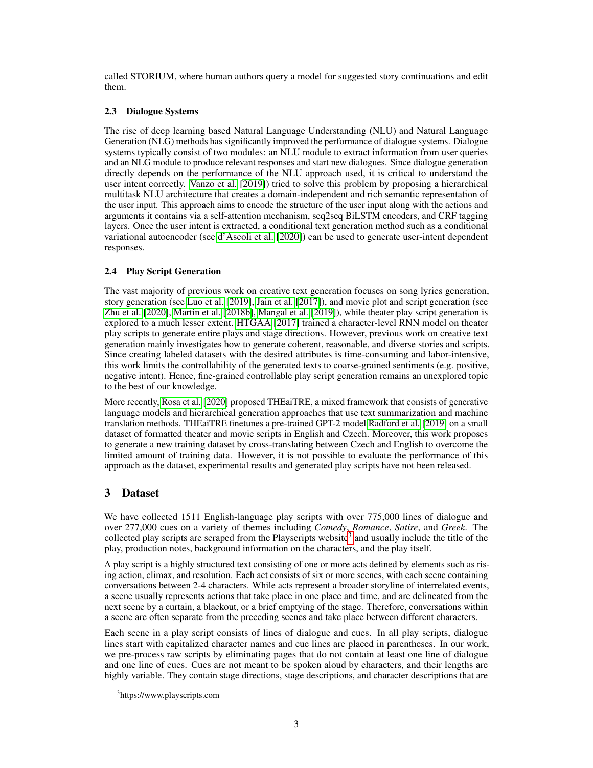called STORIUM, where human authors query a model for suggested story continuations and edit them.

### 2.3 Dialogue Systems

The rise of deep learning based Natural Language Understanding (NLU) and Natural Language Generation (NLG) methods has significantly improved the performance of dialogue systems. Dialogue systems typically consist of two modules: an NLU module to extract information from user queries and an NLG module to produce relevant responses and start new dialogues. Since dialogue generation directly depends on the performance of the NLU approach used, it is critical to understand the user intent correctly. Vanzo et al. [2019] tried to solve this problem by proposing a hierarchical multitask NLU architecture that creates a domain-independent and rich semantic representation of the user input. This approach aims to encode the structure of the user input along with the actions and arguments it contains via a self-attention mechanism, seq2seq BiLSTM encoders, and CRF tagging layers. Once the user intent is extracted, a conditional text generation method such as a conditional variational autoencoder (see d'Ascoli et al. [2020]) can be used to generate user-intent dependent responses.

### 2.4 Play Script Generation

The vast majority of previous work on creative text generation focuses on song lyrics generation, story generation (see Luo et al. [2019], Jain et al. [2017]), and movie plot and script generation (see Zhu et al. [2020], Martin et al. [2018b], Mangal et al. [2019]), while theater play script generation is explored to a much lesser extent. HTGAA [2017] trained a character-level RNN model on theater play scripts to generate entire plays and stage directions. However, previous work on creative text generation mainly investigates how to generate coherent, reasonable, and diverse stories and scripts. Since creating labeled datasets with the desired attributes is time-consuming and labor-intensive, this work limits the controllability of the generated texts to coarse-grained sentiments (e.g. positive, negative intent). Hence, fine-grained controllable play script generation remains an unexplored topic to the best of our knowledge.

More recently, Rosa et al. [2020] proposed THEaiTRE, a mixed framework that consists of generative language models and hierarchical generation approaches that use text summarization and machine translation methods. THEaiTRE finetunes a pre-trained GPT-2 model Radford et al. [2019] on a small dataset of formatted theater and movie scripts in English and Czech. Moreover, this work proposes to generate a new training dataset by cross-translating between Czech and English to overcome the limited amount of training data. However, it is not possible to evaluate the performance of this approach as the dataset, experimental results and generated play scripts have not been released.

## 3 Dataset

We have collected 1511 English-language play scripts with over 775,000 lines of dialogue and over 277,000 cues on a variety of themes including *Comedy*, *Romance*, *Satire*, and *Greek*. The collected play scripts are scraped from the Playscripts website[3] and usually include the title of the play, production notes, background information on the characters, and the play itself.

A play script is a highly structured text consisting of one or more acts defined by elements such as rising action, climax, and resolution. Each act consists of six or more scenes, with each scene containing conversations between 2-4 characters. While acts represent a broader storyline of interrelated events, a scene usually represents actions that take place in one place and time, and are delineated from the next scene by a curtain, a blackout, or a brief emptying of the stage. Therefore, conversations within a scene are often separate from the preceding scenes and take place between different characters.

Each scene in a play script consists of lines of dialogue and cues. In all play scripts, dialogue lines start with capitalized character names and cue lines are placed in parentheses. In our work, we pre-process raw scripts by eliminating pages that do not contain at least one line of dialogue and one line of cues. Cues are not meant to be spoken aloud by characters, and their lengths are highly variable. They contain stage directions, stage descriptions, and character descriptions that are

[3] https://www.playscripts.com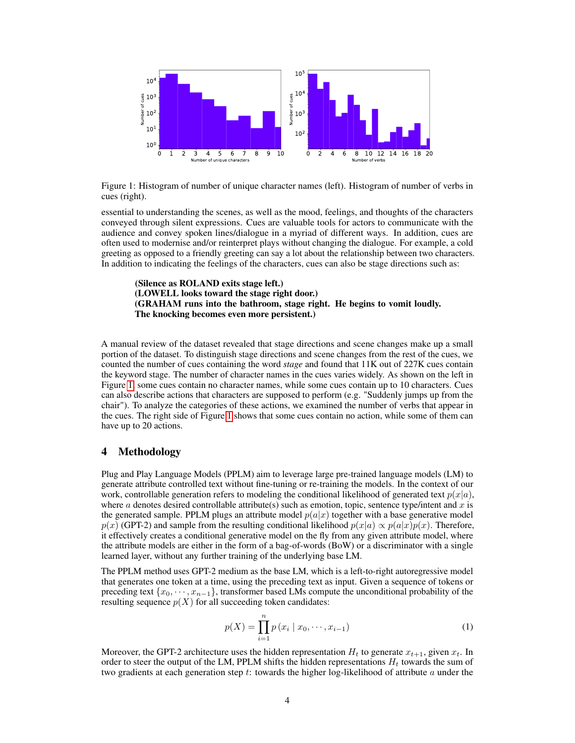Figure 1: Histogram of number of unique character names (left). Histogram of number of verbs in cues (right).

essential to understanding the scenes, as well as the mood, feelings, and thoughts of the characters conveyed through silent expressions. Cues are valuable tools for actors to communicate with the audience and convey spoken lines/dialogue in a myriad of different ways. In addition, cues are often used to modernise and/or reinterpret plays without changing the dialogue. For example, a cold greeting as opposed to a friendly greeting can say a lot about the relationship between two characters. In addition to indicating the feelings of the characters, cues can also be stage directions such as:

> **(Silence as ROLAND exits stage left.)**
> **(LOWELL looks toward the stage right door.)**
> **(GRAHAM runs into the bathroom, stage right. He begins to vomit loudly. The knocking becomes even more persistent.)**

A manual review of the dataset revealed that stage directions and scene changes make up a small portion of the dataset. To distinguish stage directions and scene changes from the rest of the cues, we counted the number of cues containing the word *stage* and found that 11K out of 227K cues contain the keyword stage. The number of character names in the cues varies widely. As shown on the left in Figure 1, some cues contain no character names, while some cues contain up to 10 characters. Cues can also describe actions that characters are supposed to perform (e.g. "Suddenly jumps up from the chair"). To analyze the categories of these actions, we examined the number of verbs that appear in the cues. The right side of Figure 1 shows that some cues contain no action, while some of them can have up to 20 actions.

## 4 Methodology

Plug and Play Language Models (PPLM) aim to leverage large pre-trained language models (LM) to generate attribute controlled text without fine-tuning or re-training the models. In the context of our work, controllable generation refers to modeling the conditional likelihood of generated text $p(x|a)$, where $a$ denotes desired controllable attribute(s) such as emotion, topic, sentence type/intent and $x$ is the generated sample. PPLM plugs an attribute model $p(a|x)$ together with a base generative model $p(x)$ (GPT-2) and sample from the resulting conditional likelihood $p(x|a) \propto p(a|x)p(x)$. Therefore, it effectively creates a conditional generative model on the fly from any given attribute model, where the attribute models are either in the form of a bag-of-words (BoW) or a discriminator with a single learned layer, without any further training of the underlying base LM.

The PPLM method uses GPT-2 medium as the base LM, which is a left-to-right autoregressive model that generates one token at a time, using the preceding text as input. Given a sequence of tokens or preceding text $\{x_0, \cdots, x_{n-1}\}$, transformer based LMs compute the unconditional probability of the resulting sequence $p(X)$ for all succeeding token candidates:

$$p(X) = \prod_{i=1}^{n} p(x_i \mid x_0, \cdots, x_{i-1}) \tag{1}$$

Moreover, the GPT-2 architecture uses the hidden representation $H_t$ to generate $x_{t+1}$, given $x_t$. In order to steer the output of the LM, PPLM shifts the hidden representations $H_t$ towards the sum of two gradients at each generation step $t$: towards the higher log-likelihood of attribute $a$ under the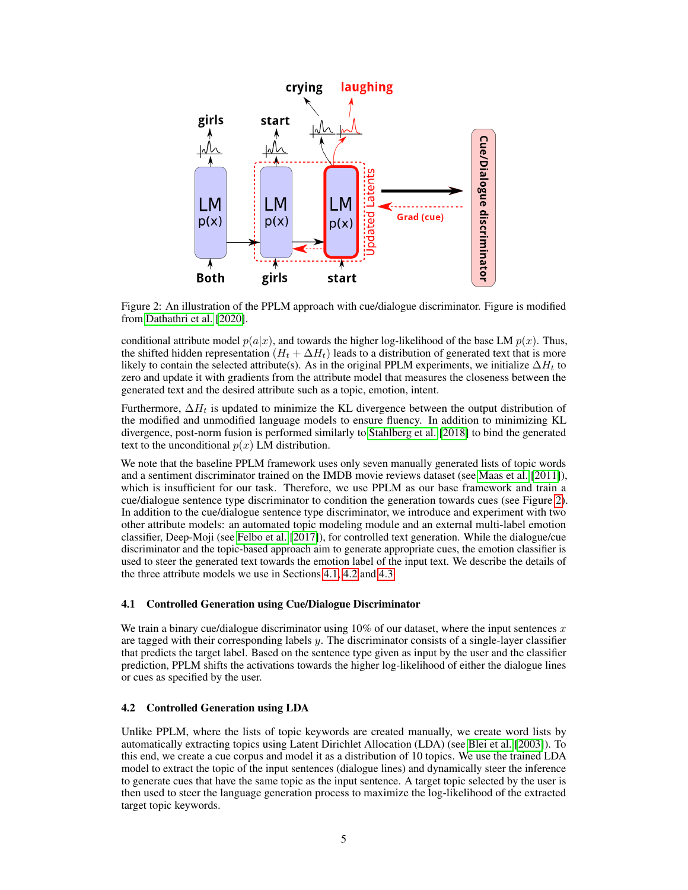Figure 2: An illustration of the PPLM approach with cue/dialogue discriminator. Figure is modified from Dathathri et al. [2020].

conditional attribute model $p(a|x)$, and towards the higher log-likelihood of the base LM $p(x)$. Thus, the shifted hidden representation $(H_t + \Delta H_t)$ leads to a distribution of generated text that is more likely to contain the selected attribute(s). As in the original PPLM experiments, we initialize $\Delta H_t$ to zero and update it with gradients from the attribute model that measures the closeness between the generated text and the desired attribute such as a topic, emotion, intent.

Furthermore, $\Delta H_t$ is updated to minimize the KL divergence between the output distribution of the modified and unmodified language models to ensure fluency. In addition to minimizing KL divergence, post-norm fusion is performed similarly to Stahlberg et al. [2018] to bind the generated text to the unconditional $p(x)$ LM distribution.

We note that the baseline PPLM framework uses only seven manually generated lists of topic words and a sentiment discriminator trained on the IMDB movie reviews dataset (see Maas et al. [2011]), which is insufficient for our task. Therefore, we use PPLM as our base framework and train a cue/dialogue sentence type discriminator to condition the generation towards cues (see Figure 2). In addition to the cue/dialogue sentence type discriminator, we introduce and experiment with two other attribute models: an automated topic modeling module and an external multi-label emotion classifier, Deep-Moji (see Felbo et al. [2017]), for controlled text generation. While the dialogue/cue discriminator and the topic-based approach aim to generate appropriate cues, the emotion classifier is used to steer the generated text towards the emotion label of the input text. We describe the details of the three attribute models we use in Sections 4.1, 4.2 and 4.3.

### 4.1 Controlled Generation using Cue/Dialogue Discriminator

We train a binary cue/dialogue discriminator using 10% of our dataset, where the input sentences $x$ are tagged with their corresponding labels $y$. The discriminator consists of a single-layer classifier that predicts the target label. Based on the sentence type given as input by the user and the classifier prediction, PPLM shifts the activations towards the higher log-likelihood of either the dialogue lines or cues as specified by the user.

### 4.2 Controlled Generation using LDA

Unlike PPLM, where the lists of topic keywords are created manually, we create word lists by automatically extracting topics using Latent Dirichlet Allocation (LDA) (see Blei et al. [2003]). To this end, we create a cue corpus and model it as a distribution of 10 topics. We use the trained LDA model to extract the topic of the input sentences (dialogue lines) and dynamically steer the inference to generate cues that have the same topic as the input sentence. A target topic selected by the user is then used to steer the language generation process to maximize the log-likelihood of the extracted target topic keywords.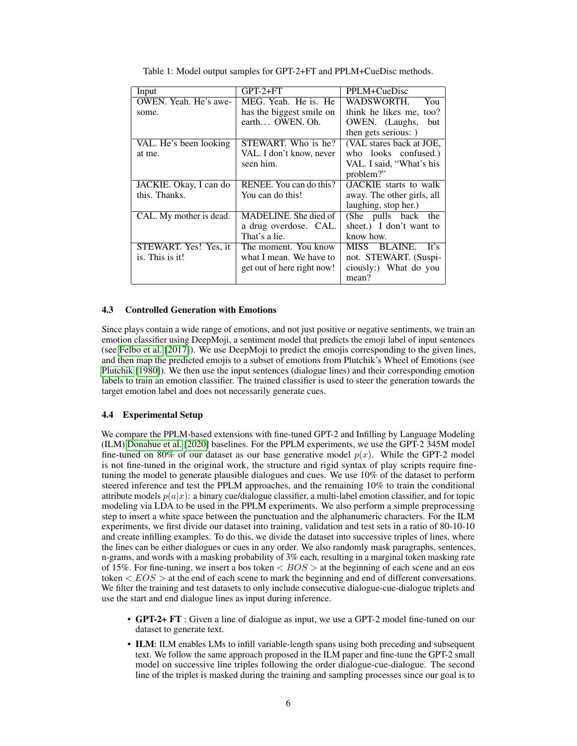Table 1: Model output samples for GPT-2+FT and PPLM+CueDisc methods.

| Input | GPT-2+FT | PPLM+CueDisc |
|---|---|---|
| OWEN. Yeah. He's awesome. | MEG. Yeah. He is. He has the biggest smile on earth… OWEN. Oh. | WADSWORTH. You think he likes me, too? OWEN. (Laughs, but then gets serious: ) |
| VAL. He's been looking at me. | STEWART. Who is he? VAL. I don't know, never seen him. | (VAL stares back at JOE, who looks confused.) VAL. I said, "What's his problem?" |
| JACKIE. Okay, I can do this. Thanks. | RENEE. You can do this? You can do this! | (JACKIE starts to walk away. The other girls, all laughing, stop her.) |
| CAL. My mother is dead. | MADELINE. She died of a drug overdose. CAL. That's a lie. | (She pulls back the sheet.) I don't want to know how. |
| STEWART. Yes! Yes, it is. This is it! | The moment. You know what I mean. We have to get out of here right now! | MISS BLAINE. It's not. STEWART. (Suspiciously:) What do you mean? |

### 4.3 Controlled Generation with Emotions

Since plays contain a wide range of emotions, and not just positive or negative sentiments, we train an emotion classifier using DeepMoji, a sentiment model that predicts the emoji label of input sentences (see Felbo et al. [2017]). We use DeepMoji to predict the emojis corresponding to the given lines, and then map the predicted emojis to a subset of emotions from Plutchik's Wheel of Emotions (see Plutchik [1980]). We then use the input sentences (dialogue lines) and their corresponding emotion labels to train an emotion classifier. The trained classifier is used to steer the generation towards the target emotion label and does not necessarily generate cues.

### 4.4 Experimental Setup

We compare the PPLM-based extensions with fine-tuned GPT-2 and Infilling by Language Modeling (ILM) Donahue et al. [2020] baselines. For the PPLM experiments, we use the GPT-2 345M model fine-tuned on 80% of our dataset as our base generative model $p(x)$. While the GPT-2 model is not fine-tuned in the original work, the structure and rigid syntax of play scripts require fine-tuning the model to generate plausible dialogues and cues. We use 10% of the dataset to perform steered inference and test the PPLM approaches, and the remaining 10% to train the conditional attribute models $p(a|x)$: a binary cue/dialogue classifier, a multi-label emotion classifier, and for topic modeling via LDA to be used in the PPLM experiments. We also perform a simple preprocessing step to insert a white space between the punctuation and the alphanumeric characters. For the ILM experiments, we first divide our dataset into training, validation and test sets in a ratio of 80-10-10 and create infilling examples. To do this, we divide the dataset into successive triples of lines, where the lines can be either dialogues or cues in any order. We also randomly mask paragraphs, sentences, n-grams, and words with a masking probability of 3% each, resulting in a marginal token masking rate of 15%. For fine-tuning, we insert a bos token $< BOS >$ at the beginning of each scene and an eos token $< EOS >$ at the end of each scene to mark the beginning and end of different conversations. We filter the training and test datasets to only include consecutive dialogue-cue-dialogue triplets and use the start and end dialogue lines as input during inference.

- **GPT-2+ FT** : Given a line of dialogue as input, we use a GPT-2 model fine-tuned on our dataset to generate text.
- **ILM**: ILM enables LMs to infill variable-length spans using both preceding and subsequent text. We follow the same approach proposed in the ILM paper and fine-tune the GPT-2 small model on successive line triples following the order dialogue-cue-dialogue. The second line of the triplet is masked during the training and sampling processes since our goal is to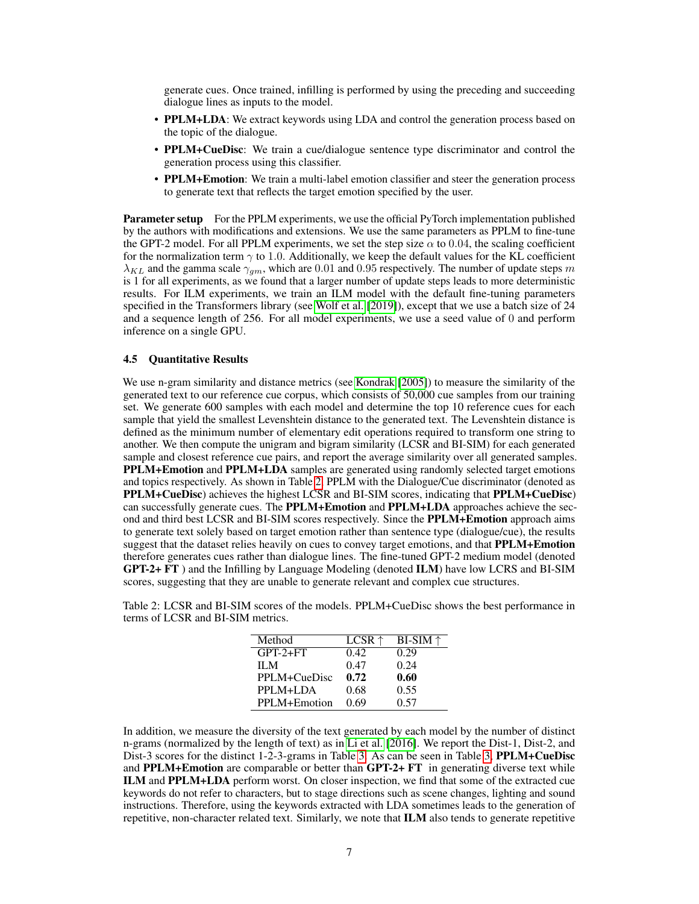generate cues. Once trained, infilling is performed by using the preceding and succeeding dialogue lines as inputs to the model.

- **PPLM+LDA**: We extract keywords using LDA and control the generation process based on the topic of the dialogue.
- **PPLM+CueDisc**: We train a cue/dialogue sentence type discriminator and control the generation process using this classifier.
- **PPLM+Emotion**: We train a multi-label emotion classifier and steer the generation process to generate text that reflects the target emotion specified by the user.

**Parameter setup** For the PPLM experiments, we use the official PyTorch implementation published by the authors with modifications and extensions. We use the same parameters as PPLM to fine-tune the GPT-2 model. For all PPLM experiments, we set the step size $\alpha$ to 0.04, the scaling coefficient for the normalization term $\gamma$ to 1.0. Additionally, we keep the default values for the KL coefficient $\lambda_{KL}$ and the gamma scale $\gamma_{gm}$, which are 0.01 and 0.95 respectively. The number of update steps $m$ is 1 for all experiments, as we found that a larger number of update steps leads to more deterministic results. For ILM experiments, we train an ILM model with the default fine-tuning parameters specified in the Transformers library (see Wolf et al. [2019]), except that we use a batch size of 24 and a sequence length of 256. For all model experiments, we use a seed value of 0 and perform inference on a single GPU.

### 4.5 Quantitative Results

We use n-gram similarity and distance metrics (see Kondrak [2005]) to measure the similarity of the generated text to our reference cue corpus, which consists of 50,000 cue samples from our training set. We generate 600 samples with each model and determine the top 10 reference cues for each sample that yield the smallest Levenshtein distance to the generated text. The Levenshtein distance is defined as the minimum number of elementary edit operations required to transform one string to another. We then compute the unigram and bigram similarity (LCSR and BI-SIM) for each generated sample and closest reference cue pairs, and report the average similarity over all generated samples. **PPLM+Emotion** and **PPLM+LDA** samples are generated using randomly selected target emotions and topics respectively. As shown in Table 2, PPLM with the Dialogue/Cue discriminator (denoted as **PPLM+CueDisc**) achieves the highest LCSR and BI-SIM scores, indicating that **PPLM+CueDisc**) can successfully generate cues. The **PPLM+Emotion** and **PPLM+LDA** approaches achieve the second and third best LCSR and BI-SIM scores respectively. Since the **PPLM+Emotion** approach aims to generate text solely based on target emotion rather than sentence type (dialogue/cue), the results suggest that the dataset relies heavily on cues to convey target emotions, and that **PPLM+Emotion** therefore generates cues rather than dialogue lines. The fine-tuned GPT-2 medium model (denoted **GPT-2+ FT** ) and the Infilling by Language Modeling (denoted **ILM**) have low LCRS and BI-SIM scores, suggesting that they are unable to generate relevant and complex cue structures.

Table 2: LCSR and BI-SIM scores of the models. PPLM+CueDisc shows the best performance in terms of LCSR and BI-SIM metrics.

| Method | LCSR ↑ | BI-SIM ↑ |
|---|---|---|
| GPT-2+FT | 0.42 | 0.29 |
| ILM | 0.47 | 0.24 |
| PPLM+CueDisc | **0.72** | **0.60** |
| PPLM+LDA | 0.68 | 0.55 |
| PPLM+Emotion | 0.69 | 0.57 |

In addition, we measure the diversity of the text generated by each model by the number of distinct n-grams (normalized by the length of text) as in Li et al. [2016]. We report the Dist-1, Dist-2, and Dist-3 scores for the distinct 1-2-3-grams in Table 3. As can be seen in Table 3, **PPLM+CueDisc** and **PPLM+Emotion** are comparable or better than **GPT-2+ FT** in generating diverse text while **ILM** and **PPLM+LDA** perform worst. On closer inspection, we find that some of the extracted cue keywords do not refer to characters, but to stage directions such as scene changes, lighting and sound instructions. Therefore, using the keywords extracted with LDA sometimes leads to the generation of repetitive, non-character related text. Similarly, we note that **ILM** also tends to generate repetitive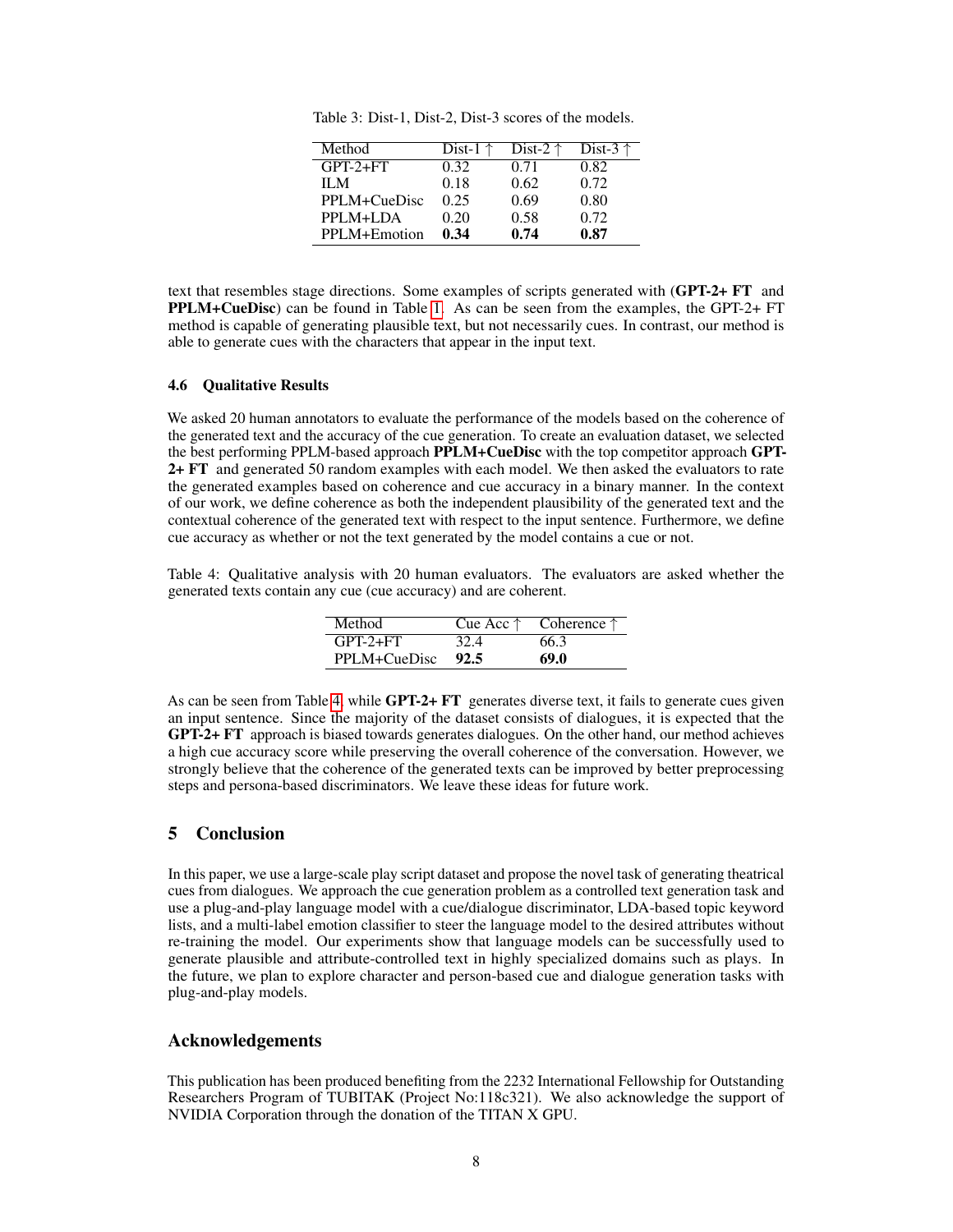Table 3: Dist-1, Dist-2, Dist-3 scores of the models.

| Method | Dist-1 ↑ | Dist-2 ↑ | Dist-3 ↑ |
|---|---|---|---|
| GPT-2+FT | 0.32 | 0.71 | 0.82 |
| ILM | 0.18 | 0.62 | 0.72 |
| PPLM+CueDisc | 0.25 | 0.69 | 0.80 |
| PPLM+LDA | 0.20 | 0.58 | 0.72 |
| PPLM+Emotion | **0.34** | **0.74** | **0.87** |

text that resembles stage directions. Some examples of scripts generated with (**GPT-2+ FT** and **PPLM+CueDisc**) can be found in Table 1. As can be seen from the examples, the GPT-2+ FT method is capable of generating plausible text, but not necessarily cues. In contrast, our method is able to generate cues with the characters that appear in the input text.

### 4.6 Qualitative Results

We asked 20 human annotators to evaluate the performance of the models based on the coherence of the generated text and the accuracy of the cue generation. To create an evaluation dataset, we selected the best performing PPLM-based approach **PPLM+CueDisc** with the top competitor approach **GPT-2+ FT** and generated 50 random examples with each model. We then asked the evaluators to rate the generated examples based on coherence and cue accuracy in a binary manner. In the context of our work, we define coherence as both the independent plausibility of the generated text and the contextual coherence of the generated text with respect to the input sentence. Furthermore, we define cue accuracy as whether or not the text generated by the model contains a cue or not.

Table 4: Qualitative analysis with 20 human evaluators. The evaluators are asked whether the generated texts contain any cue (cue accuracy) and are coherent.

| Method | Cue Acc ↑ | Coherence ↑ |
|---|---|---|
| GPT-2+FT | 32.4 | 66.3 |
| PPLM+CueDisc | **92.5** | **69.0** |

As can be seen from Table 4, while **GPT-2+ FT** generates diverse text, it fails to generate cues given an input sentence. Since the majority of the dataset consists of dialogues, it is expected that the **GPT-2+ FT** approach is biased towards generates dialogues. On the other hand, our method achieves a high cue accuracy score while preserving the overall coherence of the conversation. However, we strongly believe that the coherence of the generated texts can be improved by better preprocessing steps and persona-based discriminators. We leave these ideas for future work.

## 5 Conclusion

In this paper, we use a large-scale play script dataset and propose the novel task of generating theatrical cues from dialogues. We approach the cue generation problem as a controlled text generation task and use a plug-and-play language model with a cue/dialogue discriminator, LDA-based topic keyword lists, and a multi-label emotion classifier to steer the language model to the desired attributes without re-training the model. Our experiments show that language models can be successfully used to generate plausible and attribute-controlled text in highly specialized domains such as plays. In the future, we plan to explore character and person-based cue and dialogue generation tasks with plug-and-play models.

## Acknowledgements

This publication has been produced benefiting from the 2232 International Fellowship for Outstanding Researchers Program of TUBITAK (Project No:118c321). We also acknowledge the support of NVIDIA Corporation through the donation of the TITAN X GPU.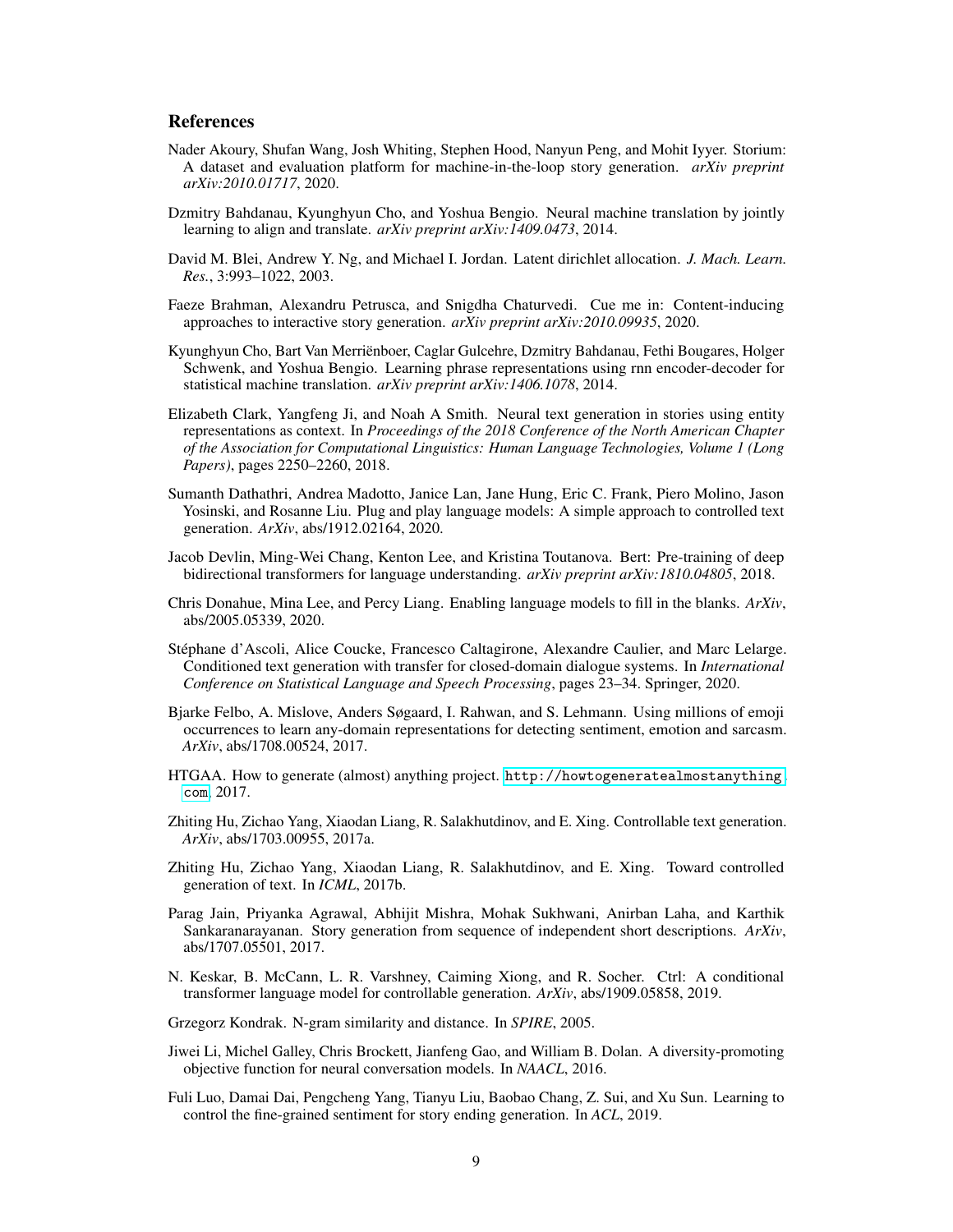## References

Nader Akoury, Shufan Wang, Josh Whiting, Stephen Hood, Nanyun Peng, and Mohit Iyyer. Storium: A dataset and evaluation platform for machine-in-the-loop story generation. *arXiv preprint arXiv:2010.01717*, 2020.

Dzmitry Bahdanau, Kyunghyun Cho, and Yoshua Bengio. Neural machine translation by jointly learning to align and translate. *arXiv preprint arXiv:1409.0473*, 2014.

David M. Blei, Andrew Y. Ng, and Michael I. Jordan. Latent dirichlet allocation. *J. Mach. Learn. Res.*, 3:993–1022, 2003.

Faeze Brahman, Alexandru Petrusca, and Snigdha Chaturvedi. Cue me in: Content-inducing approaches to interactive story generation. *arXiv preprint arXiv:2010.09935*, 2020.

Kyunghyun Cho, Bart Van Merriënboer, Caglar Gulcehre, Dzmitry Bahdanau, Fethi Bougares, Holger Schwenk, and Yoshua Bengio. Learning phrase representations using rnn encoder-decoder for statistical machine translation. *arXiv preprint arXiv:1406.1078*, 2014.

Elizabeth Clark, Yangfeng Ji, and Noah A Smith. Neural text generation in stories using entity representations as context. In *Proceedings of the 2018 Conference of the North American Chapter of the Association for Computational Linguistics: Human Language Technologies, Volume 1 (Long Papers)*, pages 2250–2260, 2018.

Sumanth Dathathri, Andrea Madotto, Janice Lan, Jane Hung, Eric C. Frank, Piero Molino, Jason Yosinski, and Rosanne Liu. Plug and play language models: A simple approach to controlled text generation. *ArXiv*, abs/1912.02164, 2020.

Jacob Devlin, Ming-Wei Chang, Kenton Lee, and Kristina Toutanova. Bert: Pre-training of deep bidirectional transformers for language understanding. *arXiv preprint arXiv:1810.04805*, 2018.

Chris Donahue, Mina Lee, and Percy Liang. Enabling language models to fill in the blanks. *ArXiv*, abs/2005.05339, 2020.

Stéphane d'Ascoli, Alice Coucke, Francesco Caltagirone, Alexandre Caulier, and Marc Lelarge. Conditioned text generation with transfer for closed-domain dialogue systems. In *International Conference on Statistical Language and Speech Processing*, pages 23–34. Springer, 2020.

Bjarke Felbo, A. Mislove, Anders Søgaard, I. Rahwan, and S. Lehmann. Using millions of emoji occurrences to learn any-domain representations for detecting sentiment, emotion and sarcasm. *ArXiv*, abs/1708.00524, 2017.

HTGAA. How to generate (almost) anything project. http://howtogeneratealmostanything.com, 2017.

Zhiting Hu, Zichao Yang, Xiaodan Liang, R. Salakhutdinov, and E. Xing. Controllable text generation. *ArXiv*, abs/1703.00955, 2017a.

Zhiting Hu, Zichao Yang, Xiaodan Liang, R. Salakhutdinov, and E. Xing. Toward controlled generation of text. In *ICML*, 2017b.

Parag Jain, Priyanka Agrawal, Abhijit Mishra, Mohak Sukhwani, Anirban Laha, and Karthik Sankaranarayanan. Story generation from sequence of independent short descriptions. *ArXiv*, abs/1707.05501, 2017.

N. Keskar, B. McCann, L. R. Varshney, Caiming Xiong, and R. Socher. Ctrl: A conditional transformer language model for controllable generation. *ArXiv*, abs/1909.05858, 2019.

Grzegorz Kondrak. N-gram similarity and distance. In *SPIRE*, 2005.

Jiwei Li, Michel Galley, Chris Brockett, Jianfeng Gao, and William B. Dolan. A diversity-promoting objective function for neural conversation models. In *NAACL*, 2016.

Fuli Luo, Damai Dai, Pengcheng Yang, Tianyu Liu, Baobao Chang, Z. Sui, and Xu Sun. Learning to control the fine-grained sentiment for story ending generation. In *ACL*, 2019.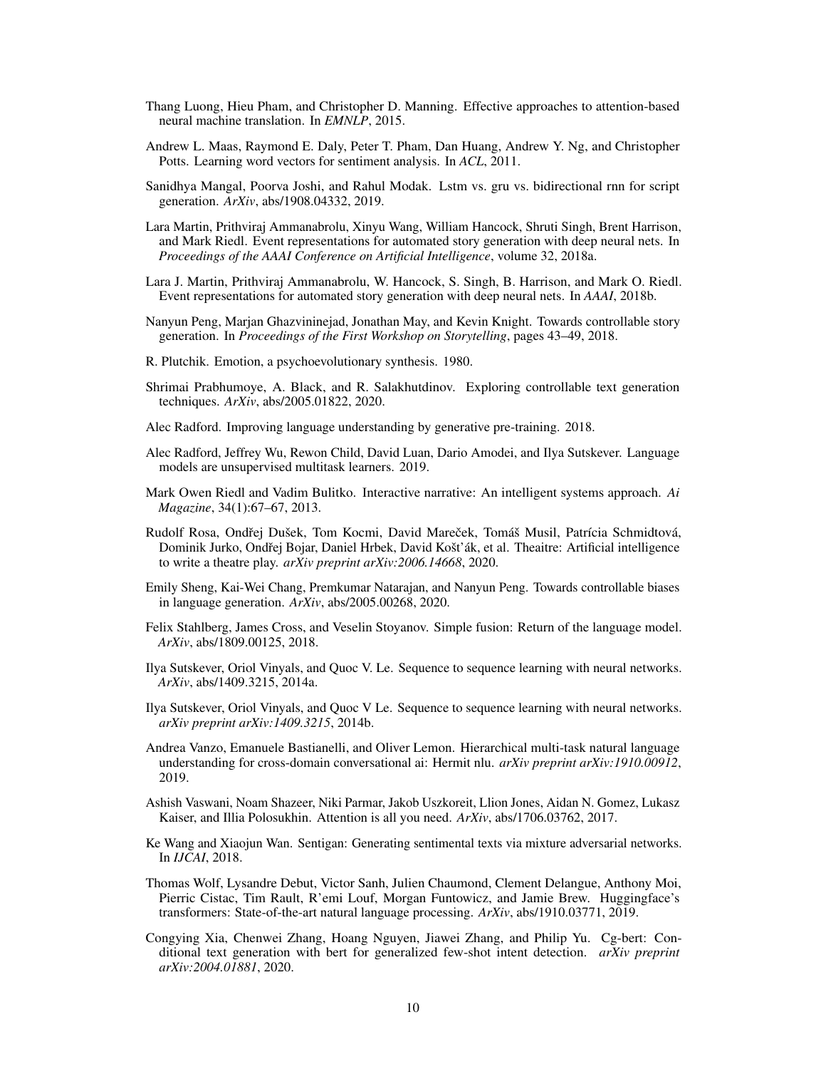Thang Luong, Hieu Pham, and Christopher D. Manning. Effective approaches to attention-based neural machine translation. In *EMNLP*, 2015.

Andrew L. Maas, Raymond E. Daly, Peter T. Pham, Dan Huang, Andrew Y. Ng, and Christopher Potts. Learning word vectors for sentiment analysis. In *ACL*, 2011.

Sanidhya Mangal, Poorva Joshi, and Rahul Modak. Lstm vs. gru vs. bidirectional rnn for script generation. *ArXiv*, abs/1908.04332, 2019.

Lara Martin, Prithviraj Ammanabrolu, Xinyu Wang, William Hancock, Shruti Singh, Brent Harrison, and Mark Riedl. Event representations for automated story generation with deep neural nets. In *Proceedings of the AAAI Conference on Artificial Intelligence*, volume 32, 2018a.

Lara J. Martin, Prithviraj Ammanabrolu, W. Hancock, S. Singh, B. Harrison, and Mark O. Riedl. Event representations for automated story generation with deep neural nets. In *AAAI*, 2018b.

Nanyun Peng, Marjan Ghazvininejad, Jonathan May, and Kevin Knight. Towards controllable story generation. In *Proceedings of the First Workshop on Storytelling*, pages 43–49, 2018.

R. Plutchik. Emotion, a psychoevolutionary synthesis. 1980.

Shrimai Prabhumoye, A. Black, and R. Salakhutdinov. Exploring controllable text generation techniques. *ArXiv*, abs/2005.01822, 2020.

Alec Radford. Improving language understanding by generative pre-training. 2018.

Alec Radford, Jeffrey Wu, Rewon Child, David Luan, Dario Amodei, and Ilya Sutskever. Language models are unsupervised multitask learners. 2019.

Mark Owen Riedl and Vadim Bulitko. Interactive narrative: An intelligent systems approach. *Ai Magazine*, 34(1):67–67, 2013.

Rudolf Rosa, Ondřej Dušek, Tom Kocmi, David Mareček, Tomáš Musil, Patrícia Schmidtová, Dominik Jurko, Ondřej Bojar, Daniel Hrbek, David Košťák, et al. Theaitre: Artificial intelligence to write a theatre play. *arXiv preprint arXiv:2006.14668*, 2020.

Emily Sheng, Kai-Wei Chang, Premkumar Natarajan, and Nanyun Peng. Towards controllable biases in language generation. *ArXiv*, abs/2005.00268, 2020.

Felix Stahlberg, James Cross, and Veselin Stoyanov. Simple fusion: Return of the language model. *ArXiv*, abs/1809.00125, 2018.

Ilya Sutskever, Oriol Vinyals, and Quoc V. Le. Sequence to sequence learning with neural networks. *ArXiv*, abs/1409.3215, 2014a.

Ilya Sutskever, Oriol Vinyals, and Quoc V Le. Sequence to sequence learning with neural networks. *arXiv preprint arXiv:1409.3215*, 2014b.

Andrea Vanzo, Emanuele Bastianelli, and Oliver Lemon. Hierarchical multi-task natural language understanding for cross-domain conversational ai: Hermit nlu. *arXiv preprint arXiv:1910.00912*, 2019.

Ashish Vaswani, Noam Shazeer, Niki Parmar, Jakob Uszkoreit, Llion Jones, Aidan N. Gomez, Lukasz Kaiser, and Illia Polosukhin. Attention is all you need. *ArXiv*, abs/1706.03762, 2017.

Ke Wang and Xiaojun Wan. Sentigan: Generating sentimental texts via mixture adversarial networks. In *IJCAI*, 2018.

Thomas Wolf, Lysandre Debut, Victor Sanh, Julien Chaumond, Clement Delangue, Anthony Moi, Pierric Cistac, Tim Rault, R'emi Louf, Morgan Funtowicz, and Jamie Brew. Huggingface's transformers: State-of-the-art natural language processing. *ArXiv*, abs/1910.03771, 2019.

Congying Xia, Chenwei Zhang, Hoang Nguyen, Jiawei Zhang, and Philip Yu. Cg-bert: Conditional text generation with bert for generalized few-shot intent detection. *arXiv preprint arXiv:2004.01881*, 2020.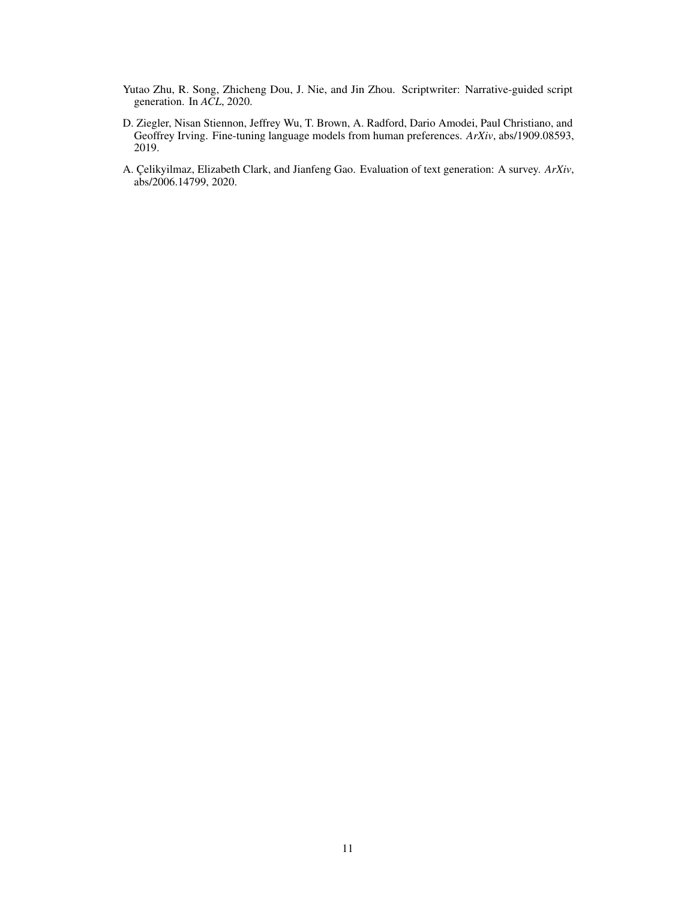Yutao Zhu, R. Song, Zhicheng Dou, J. Nie, and Jin Zhou. Scriptwriter: Narrative-guided script generation. In *ACL*, 2020.

D. Ziegler, Nisan Stiennon, Jeffrey Wu, T. Brown, A. Radford, Dario Amodei, Paul Christiano, and Geoffrey Irving. Fine-tuning language models from human preferences. *ArXiv*, abs/1909.08593, 2019.

A. Çelikyilmaz, Elizabeth Clark, and Jianfeng Gao. Evaluation of text generation: A survey. *ArXiv*, abs/2006.14799, 2020.